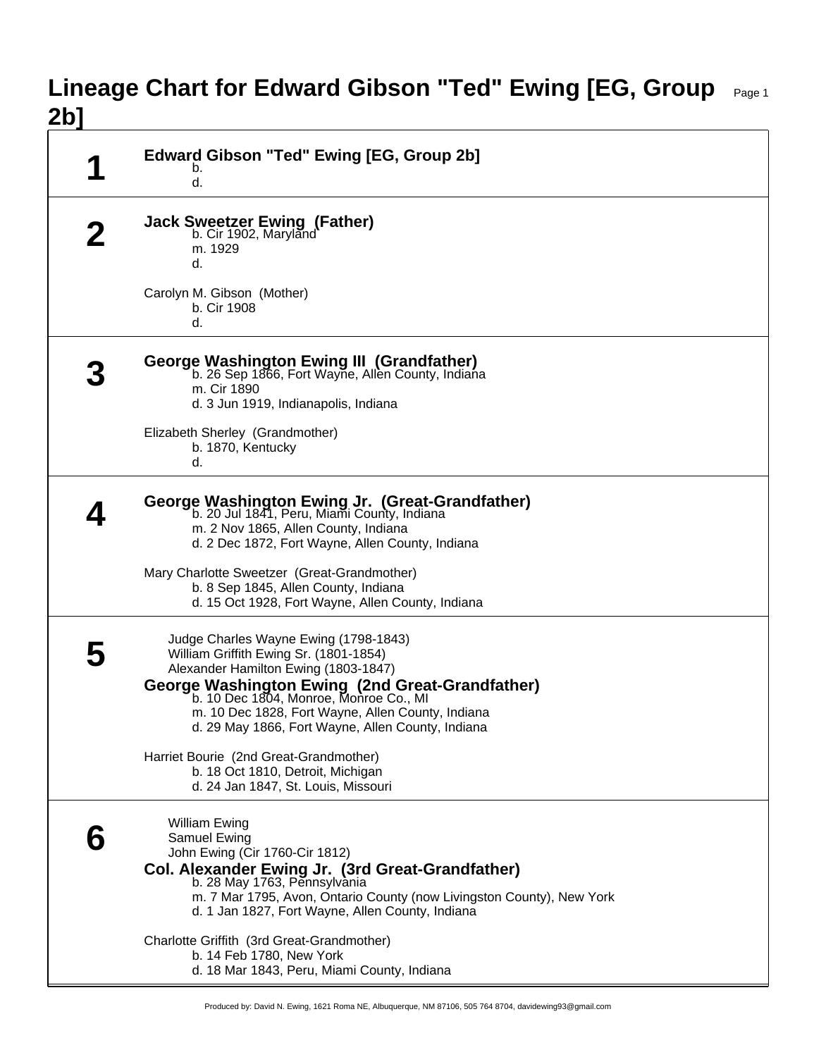# Lineage Chart for Edward Gibson "Ted" Ewing [EG, Group 2b]

## 1

**Edward Gibson "Ted" Ewing [EG, Group 2b]**
b.
d.

## 2

**Jack Sweetzer Ewing (Father)**
b. Cir 1902, Maryland
m. 1929
d.

Carolyn M. Gibson (Mother)
b. Cir 1908
d.

## 3

**George Washington Ewing III (Grandfather)**
b. 26 Sep 1866, Fort Wayne, Allen County, Indiana
m. Cir 1890
d. 3 Jun 1919, Indianapolis, Indiana

Elizabeth Sherley (Grandmother)
b. 1870, Kentucky
d.

## 4

**George Washington Ewing Jr. (Great-Grandfather)**
b. 20 Jul 1841, Peru, Miami County, Indiana
m. 2 Nov 1865, Allen County, Indiana
d. 2 Dec 1872, Fort Wayne, Allen County, Indiana

Mary Charlotte Sweetzer (Great-Grandmother)
b. 8 Sep 1845, Allen County, Indiana
d. 15 Oct 1928, Fort Wayne, Allen County, Indiana

## 5

Judge Charles Wayne Ewing (1798-1843)
William Griffith Ewing Sr. (1801-1854)
Alexander Hamilton Ewing (1803-1847)

**George Washington Ewing (2nd Great-Grandfather)**
b. 10 Dec 1804, Monroe, Monroe Co., MI
m. 10 Dec 1828, Fort Wayne, Allen County, Indiana
d. 29 May 1866, Fort Wayne, Allen County, Indiana

Harriet Bourie (2nd Great-Grandmother)
b. 18 Oct 1810, Detroit, Michigan
d. 24 Jan 1847, St. Louis, Missouri

## 6

William Ewing
Samuel Ewing
John Ewing (Cir 1760-Cir 1812)

**Col. Alexander Ewing Jr. (3rd Great-Grandfather)**
b. 28 May 1763, Pennsylvania
m. 7 Mar 1795, Avon, Ontario County (now Livingston County), New York
d. 1 Jan 1827, Fort Wayne, Allen County, Indiana

Charlotte Griffith (3rd Great-Grandmother)
b. 14 Feb 1780, New York
d. 18 Mar 1843, Peru, Miami County, Indiana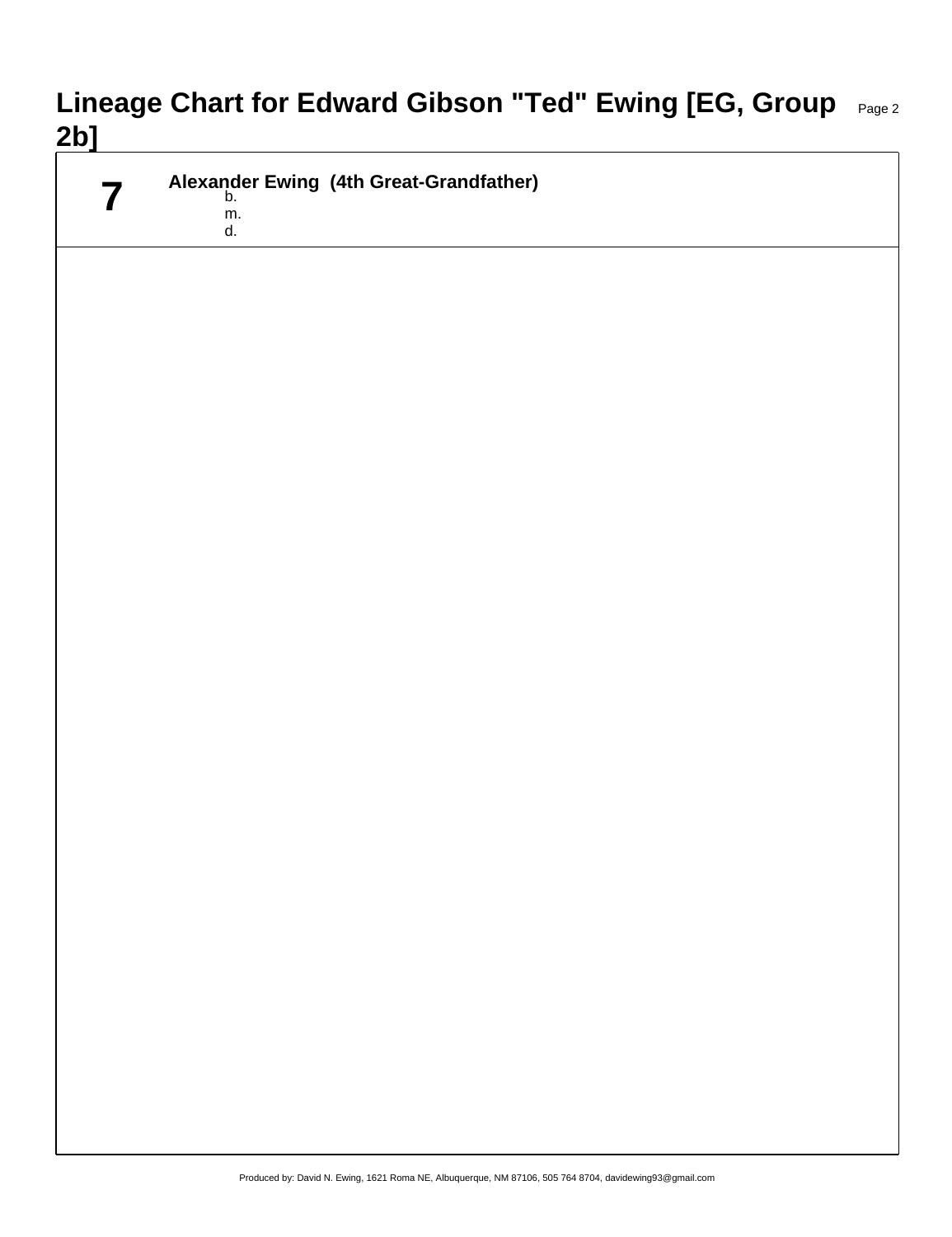# Lineage Chart for Edward Gibson "Ted" Ewing [EG, Group 2b]

**7** **Alexander Ewing (4th Great-Grandfather)**

b.
m.
d.

Produced by: David N. Ewing, 1621 Roma NE, Albuquerque, NM 87106, 505 764 8704, davidewing93@gmail.com